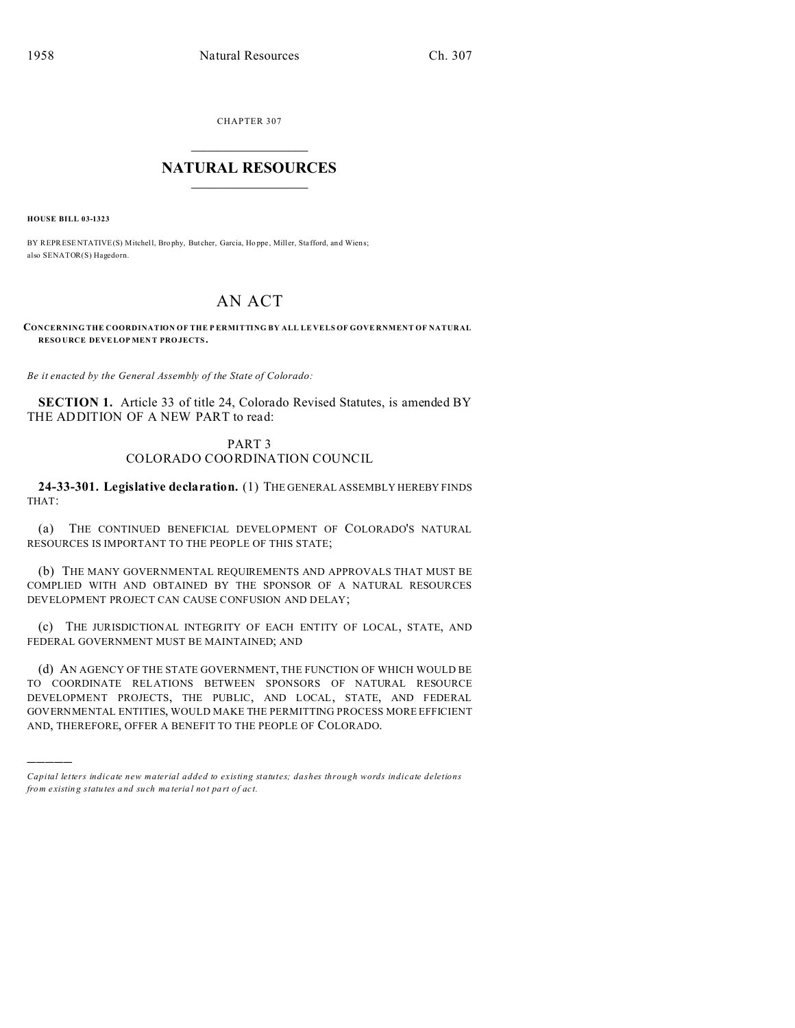CHAPTER 307

# NATURAL RESOURCES

**HOUSE BILL 03-1323**

BY REPRESENTATIVE(S) Mitchell, Brophy, Butcher, Garcia, Hoppe, Miller, Stafford, and Wiens; also SENATOR(S) Hagedorn.

# AN ACT

**CONCERNING THE COORDINATION OF THE PERMITTING BY ALL LEVELS OF GOVERNMENT OF NATURAL RESOURCE DEVELOPMENT PROJECTS.**

*Be it enacted by the General Assembly of the State of Colorado:*

**SECTION 1.** Article 33 of title 24, Colorado Revised Statutes, is amended BY THE ADDITION OF A NEW PART to read:

PART 3
COLORADO COORDINATION COUNCIL

**24-33-301. Legislative declaration.** (1) THE GENERAL ASSEMBLY HEREBY FINDS THAT:

(a) THE CONTINUED BENEFICIAL DEVELOPMENT OF COLORADO'S NATURAL RESOURCES IS IMPORTANT TO THE PEOPLE OF THIS STATE;

(b) THE MANY GOVERNMENTAL REQUIREMENTS AND APPROVALS THAT MUST BE COMPLIED WITH AND OBTAINED BY THE SPONSOR OF A NATURAL RESOURCES DEVELOPMENT PROJECT CAN CAUSE CONFUSION AND DELAY;

(c) THE JURISDICTIONAL INTEGRITY OF EACH ENTITY OF LOCAL, STATE, AND FEDERAL GOVERNMENT MUST BE MAINTAINED; AND

(d) AN AGENCY OF THE STATE GOVERNMENT, THE FUNCTION OF WHICH WOULD BE TO COORDINATE RELATIONS BETWEEN SPONSORS OF NATURAL RESOURCE DEVELOPMENT PROJECTS, THE PUBLIC, AND LOCAL, STATE, AND FEDERAL GOVERNMENTAL ENTITIES, WOULD MAKE THE PERMITTING PROCESS MORE EFFICIENT AND, THEREFORE, OFFER A BENEFIT TO THE PEOPLE OF COLORADO.

---

*Capital letters indicate new material added to existing statutes; dashes through words indicate deletions from existing statutes and such material not part of act.*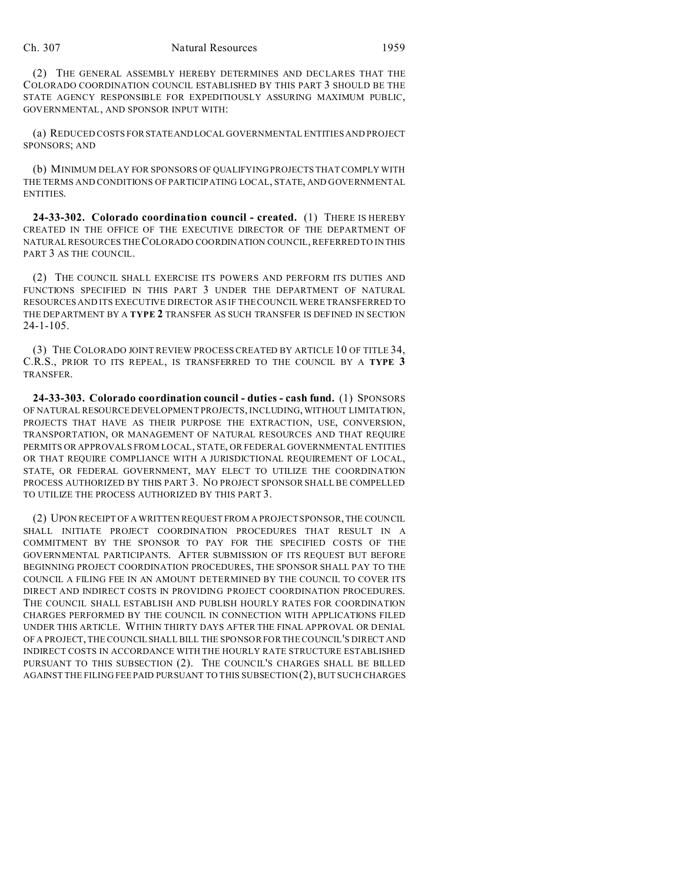(2) THE GENERAL ASSEMBLY HEREBY DETERMINES AND DECLARES THAT THE COLORADO COORDINATION COUNCIL ESTABLISHED BY THIS PART 3 SHOULD BE THE STATE AGENCY RESPONSIBLE FOR EXPEDITIOUSLY ASSURING MAXIMUM PUBLIC, GOVERNMENTAL, AND SPONSOR INPUT WITH:

(a) REDUCED COSTS FOR STATE AND LOCAL GOVERNMENTAL ENTITIES AND PROJECT SPONSORS; AND

(b) MINIMUM DELAY FOR SPONSORS OF QUALIFYING PROJECTS THAT COMPLY WITH THE TERMS AND CONDITIONS OF PARTICIPATING LOCAL, STATE, AND GOVERNMENTAL ENTITIES.

**24-33-302. Colorado coordination council - created.** (1) THERE IS HEREBY CREATED IN THE OFFICE OF THE EXECUTIVE DIRECTOR OF THE DEPARTMENT OF NATURAL RESOURCES THE COLORADO COORDINATION COUNCIL, REFERRED TO IN THIS PART 3 AS THE COUNCIL.

(2) THE COUNCIL SHALL EXERCISE ITS POWERS AND PERFORM ITS DUTIES AND FUNCTIONS SPECIFIED IN THIS PART 3 UNDER THE DEPARTMENT OF NATURAL RESOURCES AND ITS EXECUTIVE DIRECTOR AS IF THE COUNCIL WERE TRANSFERRED TO THE DEPARTMENT BY A **TYPE 2** TRANSFER AS SUCH TRANSFER IS DEFINED IN SECTION 24-1-105.

(3) THE COLORADO JOINT REVIEW PROCESS CREATED BY ARTICLE 10 OF TITLE 34, C.R.S., PRIOR TO ITS REPEAL, IS TRANSFERRED TO THE COUNCIL BY A **TYPE 3** TRANSFER.

**24-33-303. Colorado coordination council - duties - cash fund.** (1) SPONSORS OF NATURAL RESOURCE DEVELOPMENT PROJECTS, INCLUDING, WITHOUT LIMITATION, PROJECTS THAT HAVE AS THEIR PURPOSE THE EXTRACTION, USE, CONVERSION, TRANSPORTATION, OR MANAGEMENT OF NATURAL RESOURCES AND THAT REQUIRE PERMITS OR APPROVALS FROM LOCAL, STATE, OR FEDERAL GOVERNMENTAL ENTITIES OR THAT REQUIRE COMPLIANCE WITH A JURISDICTIONAL REQUIREMENT OF LOCAL, STATE, OR FEDERAL GOVERNMENT, MAY ELECT TO UTILIZE THE COORDINATION PROCESS AUTHORIZED BY THIS PART 3. NO PROJECT SPONSOR SHALL BE COMPELLED TO UTILIZE THE PROCESS AUTHORIZED BY THIS PART 3.

(2) UPON RECEIPT OF A WRITTEN REQUEST FROM A PROJECT SPONSOR, THE COUNCIL SHALL INITIATE PROJECT COORDINATION PROCEDURES THAT RESULT IN A COMMITMENT BY THE SPONSOR TO PAY FOR THE SPECIFIED COSTS OF THE GOVERNMENTAL PARTICIPANTS. AFTER SUBMISSION OF ITS REQUEST BUT BEFORE BEGINNING PROJECT COORDINATION PROCEDURES, THE SPONSOR SHALL PAY TO THE COUNCIL A FILING FEE IN AN AMOUNT DETERMINED BY THE COUNCIL TO COVER ITS DIRECT AND INDIRECT COSTS IN PROVIDING PROJECT COORDINATION PROCEDURES. THE COUNCIL SHALL ESTABLISH AND PUBLISH HOURLY RATES FOR COORDINATION CHARGES PERFORMED BY THE COUNCIL IN CONNECTION WITH APPLICATIONS FILED UNDER THIS ARTICLE. WITHIN THIRTY DAYS AFTER THE FINAL APPROVAL OR DENIAL OF A PROJECT, THE COUNCIL SHALL BILL THE SPONSOR FOR THE COUNCIL'S DIRECT AND INDIRECT COSTS IN ACCORDANCE WITH THE HOURLY RATE STRUCTURE ESTABLISHED PURSUANT TO THIS SUBSECTION (2). THE COUNCIL'S CHARGES SHALL BE BILLED AGAINST THE FILING FEE PAID PURSUANT TO THIS SUBSECTION (2), BUT SUCH CHARGES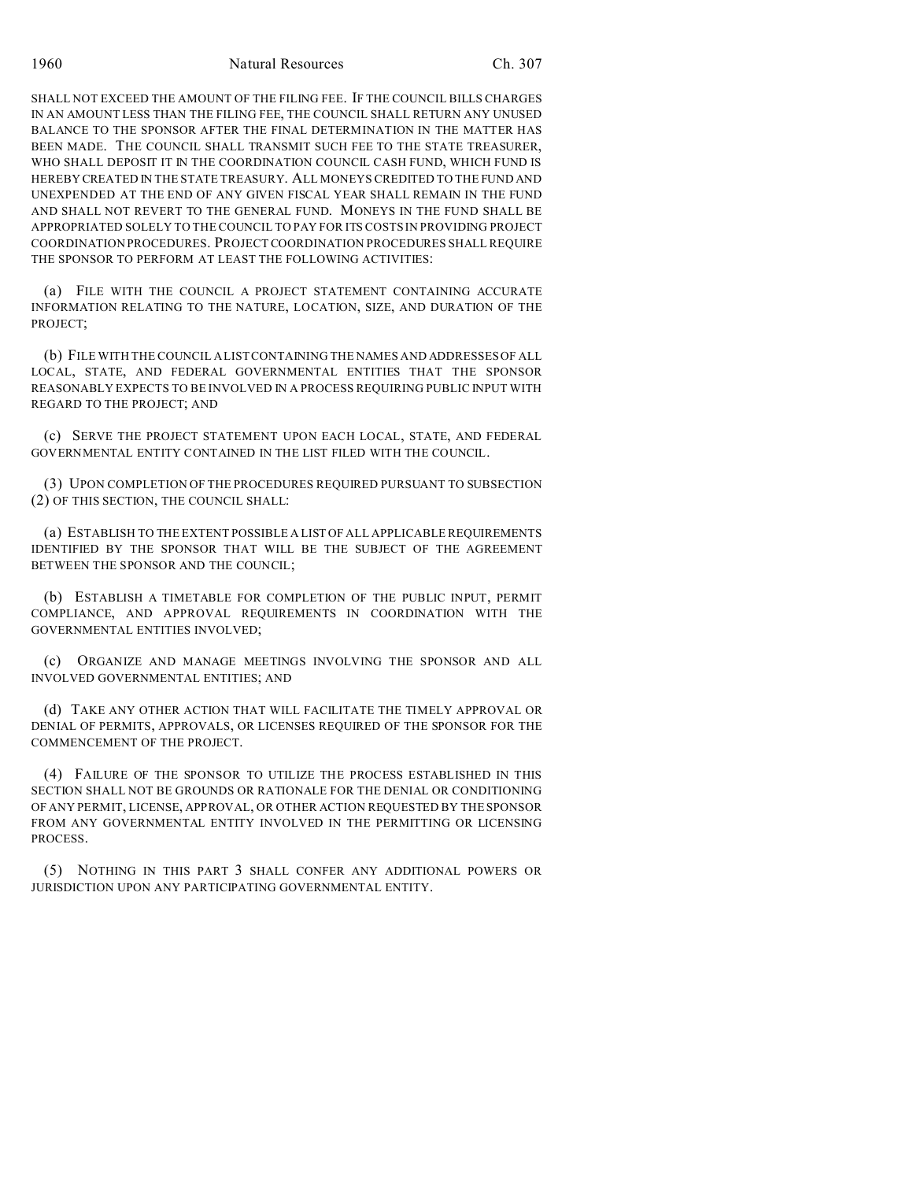SHALL NOT EXCEED THE AMOUNT OF THE FILING FEE. IF THE COUNCIL BILLS CHARGES IN AN AMOUNT LESS THAN THE FILING FEE, THE COUNCIL SHALL RETURN ANY UNUSED BALANCE TO THE SPONSOR AFTER THE FINAL DETERMINATION IN THE MATTER HAS BEEN MADE. THE COUNCIL SHALL TRANSMIT SUCH FEE TO THE STATE TREASURER, WHO SHALL DEPOSIT IT IN THE COORDINATION COUNCIL CASH FUND, WHICH FUND IS HEREBY CREATED IN THE STATE TREASURY. ALL MONEYS CREDITED TO THE FUND AND UNEXPENDED AT THE END OF ANY GIVEN FISCAL YEAR SHALL REMAIN IN THE FUND AND SHALL NOT REVERT TO THE GENERAL FUND. MONEYS IN THE FUND SHALL BE APPROPRIATED SOLELY TO THE COUNCIL TO PAY FOR ITS COSTS IN PROVIDING PROJECT COORDINATION PROCEDURES. PROJECT COORDINATION PROCEDURES SHALL REQUIRE THE SPONSOR TO PERFORM AT LEAST THE FOLLOWING ACTIVITIES:

(a) FILE WITH THE COUNCIL A PROJECT STATEMENT CONTAINING ACCURATE INFORMATION RELATING TO THE NATURE, LOCATION, SIZE, AND DURATION OF THE PROJECT;

(b) FILE WITH THE COUNCIL A LIST CONTAINING THE NAMES AND ADDRESSES OF ALL LOCAL, STATE, AND FEDERAL GOVERNMENTAL ENTITIES THAT THE SPONSOR REASONABLY EXPECTS TO BE INVOLVED IN A PROCESS REQUIRING PUBLIC INPUT WITH REGARD TO THE PROJECT; AND

(c) SERVE THE PROJECT STATEMENT UPON EACH LOCAL, STATE, AND FEDERAL GOVERNMENTAL ENTITY CONTAINED IN THE LIST FILED WITH THE COUNCIL.

(3) UPON COMPLETION OF THE PROCEDURES REQUIRED PURSUANT TO SUBSECTION (2) OF THIS SECTION, THE COUNCIL SHALL:

(a) ESTABLISH TO THE EXTENT POSSIBLE A LIST OF ALL APPLICABLE REQUIREMENTS IDENTIFIED BY THE SPONSOR THAT WILL BE THE SUBJECT OF THE AGREEMENT BETWEEN THE SPONSOR AND THE COUNCIL;

(b) ESTABLISH A TIMETABLE FOR COMPLETION OF THE PUBLIC INPUT, PERMIT COMPLIANCE, AND APPROVAL REQUIREMENTS IN COORDINATION WITH THE GOVERNMENTAL ENTITIES INVOLVED;

(c) ORGANIZE AND MANAGE MEETINGS INVOLVING THE SPONSOR AND ALL INVOLVED GOVERNMENTAL ENTITIES; AND

(d) TAKE ANY OTHER ACTION THAT WILL FACILITATE THE TIMELY APPROVAL OR DENIAL OF PERMITS, APPROVALS, OR LICENSES REQUIRED OF THE SPONSOR FOR THE COMMENCEMENT OF THE PROJECT.

(4) FAILURE OF THE SPONSOR TO UTILIZE THE PROCESS ESTABLISHED IN THIS SECTION SHALL NOT BE GROUNDS OR RATIONALE FOR THE DENIAL OR CONDITIONING OF ANY PERMIT, LICENSE, APPROVAL, OR OTHER ACTION REQUESTED BY THE SPONSOR FROM ANY GOVERNMENTAL ENTITY INVOLVED IN THE PERMITTING OR LICENSING PROCESS.

(5) NOTHING IN THIS PART 3 SHALL CONFER ANY ADDITIONAL POWERS OR JURISDICTION UPON ANY PARTICIPATING GOVERNMENTAL ENTITY.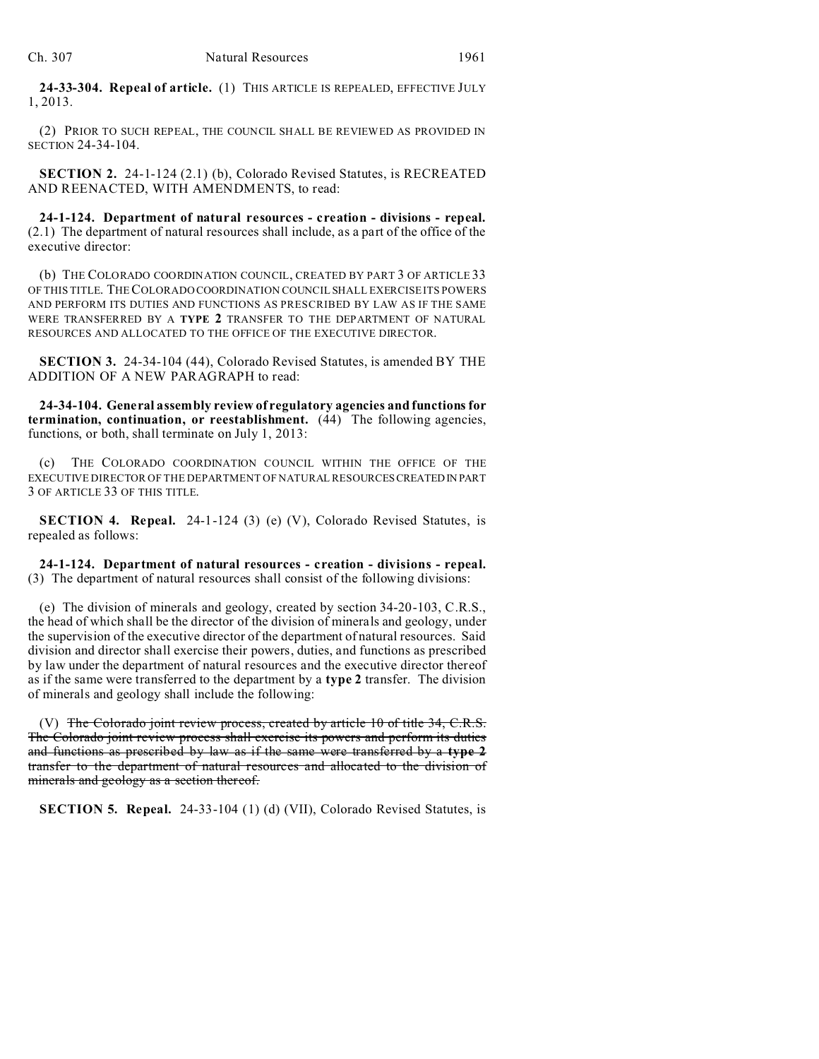**24-33-304. Repeal of article.** (1) THIS ARTICLE IS REPEALED, EFFECTIVE JULY 1, 2013.

(2) PRIOR TO SUCH REPEAL, THE COUNCIL SHALL BE REVIEWED AS PROVIDED IN SECTION 24-34-104.

**SECTION 2.** 24-1-124 (2.1) (b), Colorado Revised Statutes, is RECREATED AND REENACTED, WITH AMENDMENTS, to read:

**24-1-124. Department of natural resources - creation - divisions - repeal.** (2.1) The department of natural resources shall include, as a part of the office of the executive director:

(b) THE COLORADO COORDINATION COUNCIL, CREATED BY PART 3 OF ARTICLE 33 OF THIS TITLE. THE COLORADO COORDINATION COUNCIL SHALL EXERCISE ITS POWERS AND PERFORM ITS DUTIES AND FUNCTIONS AS PRESCRIBED BY LAW AS IF THE SAME WERE TRANSFERRED BY A **TYPE 2** TRANSFER TO THE DEPARTMENT OF NATURAL RESOURCES AND ALLOCATED TO THE OFFICE OF THE EXECUTIVE DIRECTOR.

**SECTION 3.** 24-34-104 (44), Colorado Revised Statutes, is amended BY THE ADDITION OF A NEW PARAGRAPH to read:

**24-34-104. General assembly review of regulatory agencies and functions for termination, continuation, or reestablishment.** (44) The following agencies, functions, or both, shall terminate on July 1, 2013:

(c) THE COLORADO COORDINATION COUNCIL WITHIN THE OFFICE OF THE EXECUTIVE DIRECTOR OF THE DEPARTMENT OF NATURAL RESOURCES CREATED IN PART 3 OF ARTICLE 33 OF THIS TITLE.

**SECTION 4. Repeal.** 24-1-124 (3) (e) (V), Colorado Revised Statutes, is repealed as follows:

**24-1-124. Department of natural resources - creation - divisions - repeal.** (3) The department of natural resources shall consist of the following divisions:

(e) The division of minerals and geology, created by section 34-20-103, C.R.S., the head of which shall be the director of the division of minerals and geology, under the supervision of the executive director of the department of natural resources. Said division and director shall exercise their powers, duties, and functions as prescribed by law under the department of natural resources and the executive director thereof as if the same were transferred to the department by a **type 2** transfer. The division of minerals and geology shall include the following:

(V) ~~The Colorado joint review process, created by article 10 of title 34, C.R.S. The Colorado joint review process shall exercise its powers and perform its duties and functions as prescribed by law as if the same were transferred by a **type 2** transfer to the department of natural resources and allocated to the division of minerals and geology as a section thereof.~~

**SECTION 5. Repeal.** 24-33-104 (1) (d) (VII), Colorado Revised Statutes, is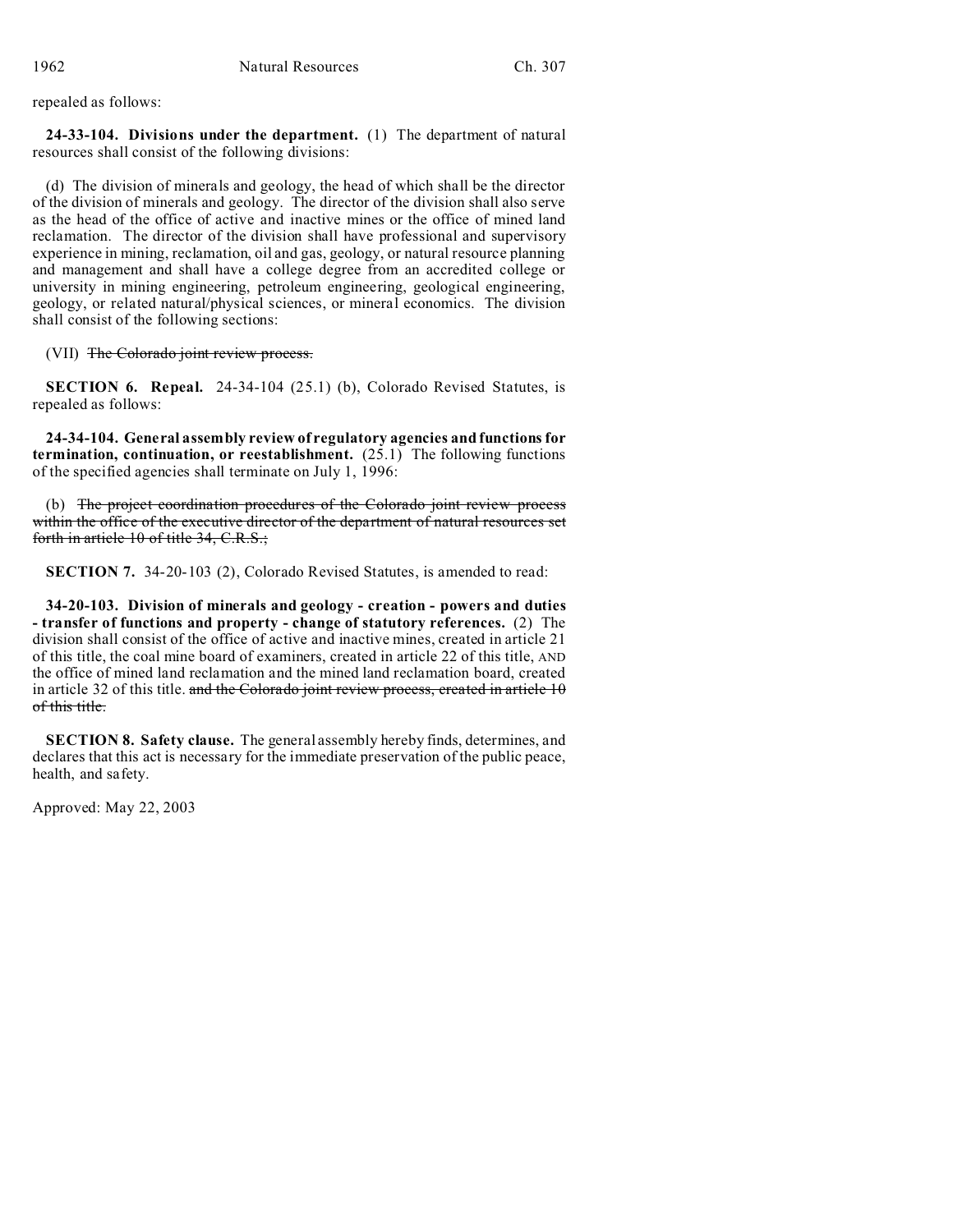repealed as follows:

**24-33-104. Divisions under the department.** (1) The department of natural resources shall consist of the following divisions:

(d) The division of minerals and geology, the head of which shall be the director of the division of minerals and geology. The director of the division shall also serve as the head of the office of active and inactive mines or the office of mined land reclamation. The director of the division shall have professional and supervisory experience in mining, reclamation, oil and gas, geology, or natural resource planning and management and shall have a college degree from an accredited college or university in mining engineering, petroleum engineering, geological engineering, geology, or related natural/physical sciences, or mineral economics. The division shall consist of the following sections:

(VII) ~~The Colorado joint review process.~~

**SECTION 6. Repeal.** 24-34-104 (25.1) (b), Colorado Revised Statutes, is repealed as follows:

**24-34-104. General assembly review of regulatory agencies and functions for termination, continuation, or reestablishment.** (25.1) The following functions of the specified agencies shall terminate on July 1, 1996:

(b) ~~The project coordination procedures of the Colorado joint review process within the office of the executive director of the department of natural resources set forth in article 10 of title 34, C.R.S.;~~

**SECTION 7.** 34-20-103 (2), Colorado Revised Statutes, is amended to read:

**34-20-103. Division of minerals and geology - creation - powers and duties - transfer of functions and property - change of statutory references.** (2) The division shall consist of the office of active and inactive mines, created in article 21 of this title, the coal mine board of examiners, created in article 22 of this title, AND the office of mined land reclamation and the mined land reclamation board, created in article 32 of this title. ~~and the Colorado joint review process, created in article 10 of this title.~~

**SECTION 8. Safety clause.** The general assembly hereby finds, determines, and declares that this act is necessary for the immediate preservation of the public peace, health, and safety.

Approved: May 22, 2003